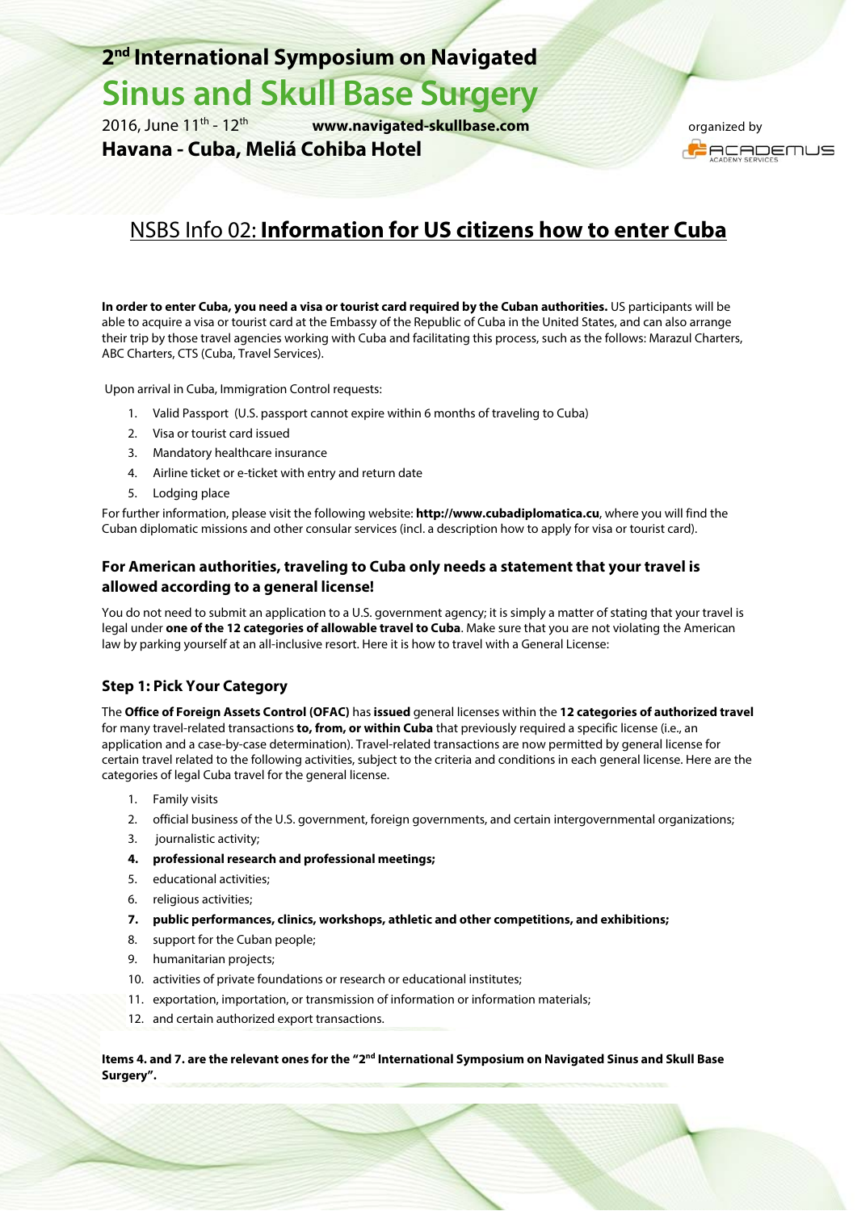# 2nd International Symposium on Navigated Sinus and Skull Base Surgery

2016, June 11th - 12th **www.navigated-skullbase.com**

**Havana - Cuba, Meliá Cohiba Hotel**

organized by ACADEMUS ACADEMY SERVICES

## NSBS Info 02: **Information for US citizens how to enter Cuba**

**In order to enter Cuba, you need a visa or tourist card required by the Cuban authorities.** US participants will be able to acquire a visa or tourist card at the Embassy of the Republic of Cuba in the United States, and can also arrange their trip by those travel agencies working with Cuba and facilitating this process, such as the follows: Marazul Charters, ABC Charters, CTS (Cuba, Travel Services).

Upon arrival in Cuba, Immigration Control requests:

1. Valid Passport (U.S. passport cannot expire within 6 months of traveling to Cuba)
2. Visa or tourist card issued
3. Mandatory healthcare insurance
4. Airline ticket or e-ticket with entry and return date
5. Lodging place

For further information, please visit the following website: **http://www.cubadiplomatica.cu**, where you will find the Cuban diplomatic missions and other consular services (incl. a description how to apply for visa or tourist card).

### For American authorities, traveling to Cuba only needs a statement that your travel is allowed according to a general license!

You do not need to submit an application to a U.S. government agency; it is simply a matter of stating that your travel is legal under **one of the 12 categories of allowable travel to Cuba**. Make sure that you are not violating the American law by parking yourself at an all-inclusive resort. Here it is how to travel with a General License:

### Step 1: Pick Your Category

The **Office of Foreign Assets Control (OFAC)** has **issued** general licenses within the **12 categories of authorized travel** for many travel-related transactions **to, from, or within Cuba** that previously required a specific license (i.e., an application and a case-by-case determination). Travel-related transactions are now permitted by general license for certain travel related to the following activities, subject to the criteria and conditions in each general license. Here are the categories of legal Cuba travel for the general license.

1. Family visits
2. official business of the U.S. government, foreign governments, and certain intergovernmental organizations;
3. journalistic activity;
4. **professional research and professional meetings;**
5. educational activities;
6. religious activities;
7. **public performances, clinics, workshops, athletic and other competitions, and exhibitions;**
8. support for the Cuban people;
9. humanitarian projects;
10. activities of private foundations or research or educational institutes;
11. exportation, importation, or transmission of information or information materials;
12. and certain authorized export transactions.

**Items 4. and 7. are the relevant ones for the "2nd International Symposium on Navigated Sinus and Skull Base Surgery".**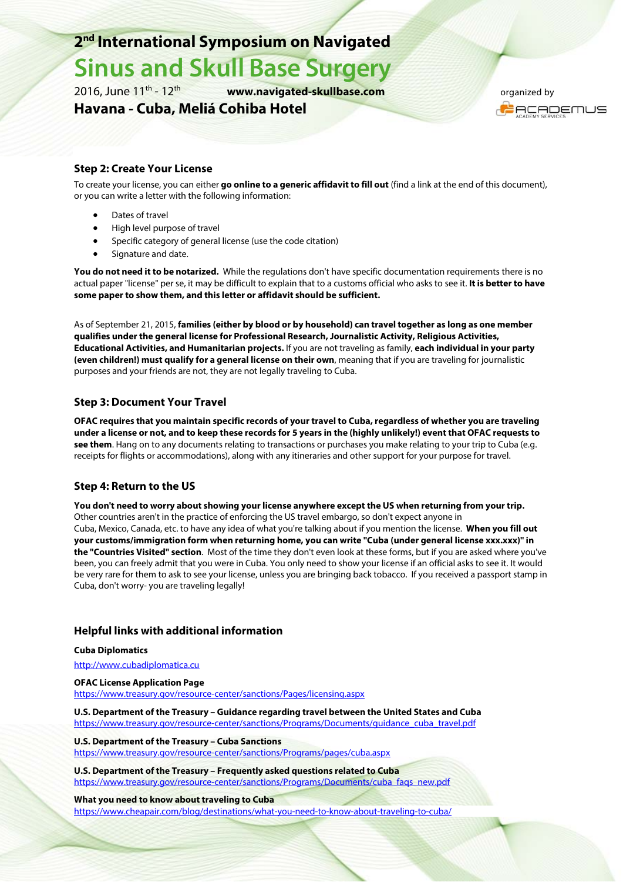## 2nd International Symposium on Navigated Sinus and Skull Base Surgery

2016, June 11th - 12th **www.navigated-skullbase.com**

**Havana - Cuba, Meliá Cohiba Hotel**

organized by ACADEMUS ACADEMY SERVICES

### Step 2: Create Your License

To create your license, you can either **go online to a generic affidavit to fill out** (find a link at the end of this document), or you can write a letter with the following information:

- Dates of travel
- High level purpose of travel
- Specific category of general license (use the code citation)
- Signature and date.

**You do not need it to be notarized.** While the regulations don't have specific documentation requirements there is no actual paper "license" per se, it may be difficult to explain that to a customs official who asks to see it. **It is better to have some paper to show them, and this letter or affidavit should be sufficient.**

As of September 21, 2015, **families (either by blood or by household) can travel together as long as one member qualifies under the general license for Professional Research, Journalistic Activity, Religious Activities, Educational Activities, and Humanitarian projects.** If you are not traveling as family, **each individual in your party (even children!) must qualify for a general license on their own**, meaning that if you are traveling for journalistic purposes and your friends are not, they are not legally traveling to Cuba.

### Step 3: Document Your Travel

**OFAC requires that you maintain specific records of your travel to Cuba, regardless of whether you are traveling under a license or not, and to keep these records for 5 years in the (highly unlikely!) event that OFAC requests to see them**. Hang on to any documents relating to transactions or purchases you make relating to your trip to Cuba (e.g. receipts for flights or accommodations), along with any itineraries and other support for your purpose for travel.

### Step 4: Return to the US

**You don't need to worry about showing your license anywhere except the US when returning from your trip.** Other countries aren't in the practice of enforcing the US travel embargo, so don't expect anyone in Cuba, Mexico, Canada, etc. to have any idea of what you're talking about if you mention the license. **When you fill out your customs/immigration form when returning home, you can write "Cuba (under general license xxx.xxx)" in the "Countries Visited" section**. Most of the time they don't even look at these forms, but if you are asked where you've been, you can freely admit that you were in Cuba. You only need to show your license if an official asks to see it. It would be very rare for them to ask to see your license, unless you are bringing back tobacco. If you received a passport stamp in Cuba, don't worry- you are traveling legally!

### Helpful links with additional information

**Cuba Diplomatics**
http://www.cubadiplomatica.cu

**OFAC License Application Page**
https://www.treasury.gov/resource-center/sanctions/Pages/licensing.aspx

**U.S. Department of the Treasury – Guidance regarding travel between the United States and Cuba**
https://www.treasury.gov/resource-center/sanctions/Programs/Documents/guidance_cuba_travel.pdf

**U.S. Department of the Treasury – Cuba Sanctions**
https://www.treasury.gov/resource-center/sanctions/Programs/pages/cuba.aspx

**U.S. Department of the Treasury – Frequently asked questions related to Cuba**
https://www.treasury.gov/resource-center/sanctions/Programs/Documents/cuba_faqs_new.pdf

**What you need to know about traveling to Cuba**
https://www.cheapair.com/blog/destinations/what-you-need-to-know-about-traveling-to-cuba/